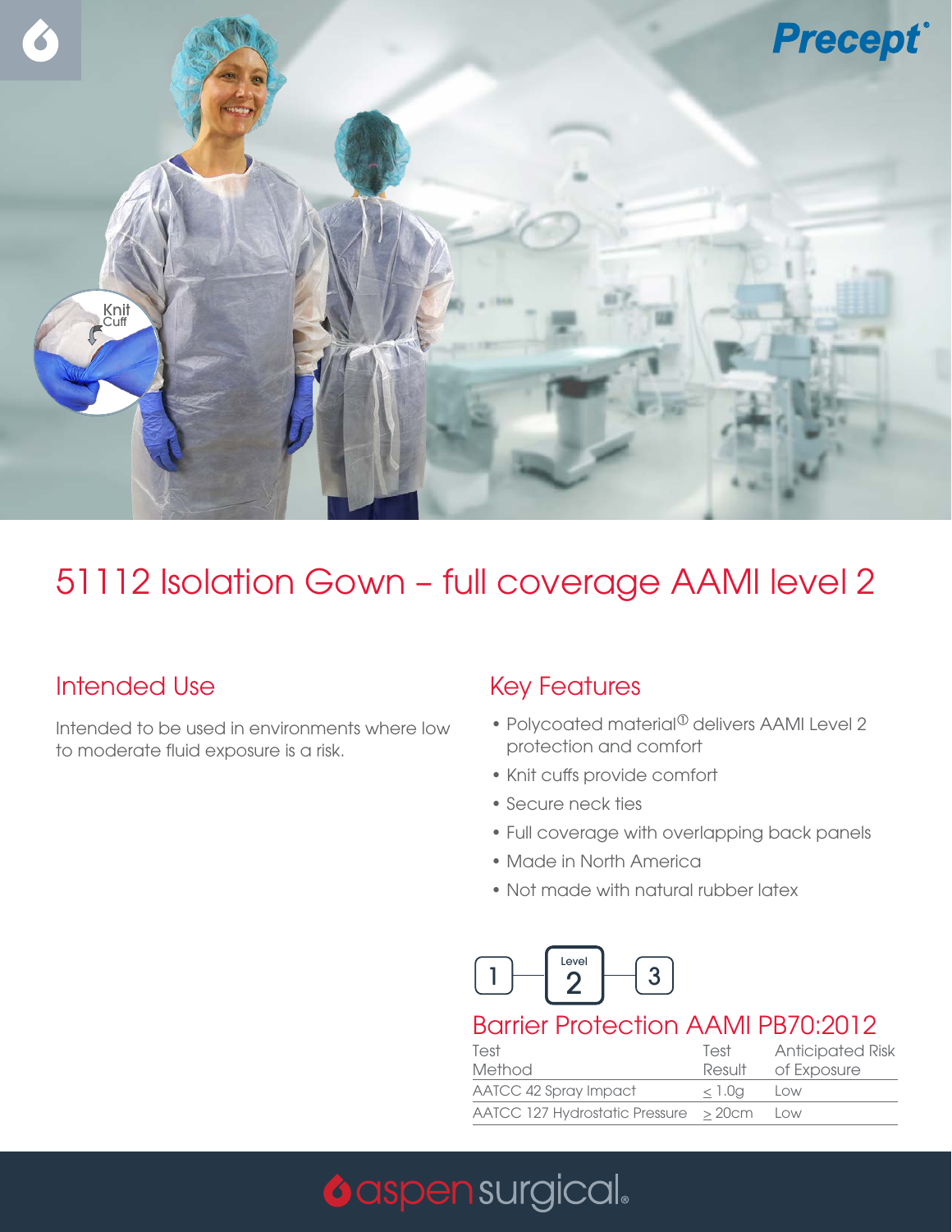Precept

Knit Cuff

# 51112 Isolation Gown – full coverage AAMI level 2

## Intended Use

Intended to be used in environments where low to moderate fluid exposure is a risk.

## Key Features

- Polycoated material[1] delivers AAMI Level 2 protection and comfort
- Knit cuffs provide comfort
- Secure neck ties
- Full coverage with overlapping back panels
- Made in North America
- Not made with natural rubber latex

1 — Level 2 — 3

## Barrier Protection AAMI PB70:2012

| Test Method | Test Result | Anticipated Risk of Exposure |
|---|---|---|
| AATCC 42 Spray Impact | ≤ 1.0g | Low |
| AATCC 127 Hydrostatic Pressure | ≥ 20cm | Low |

aspensurgical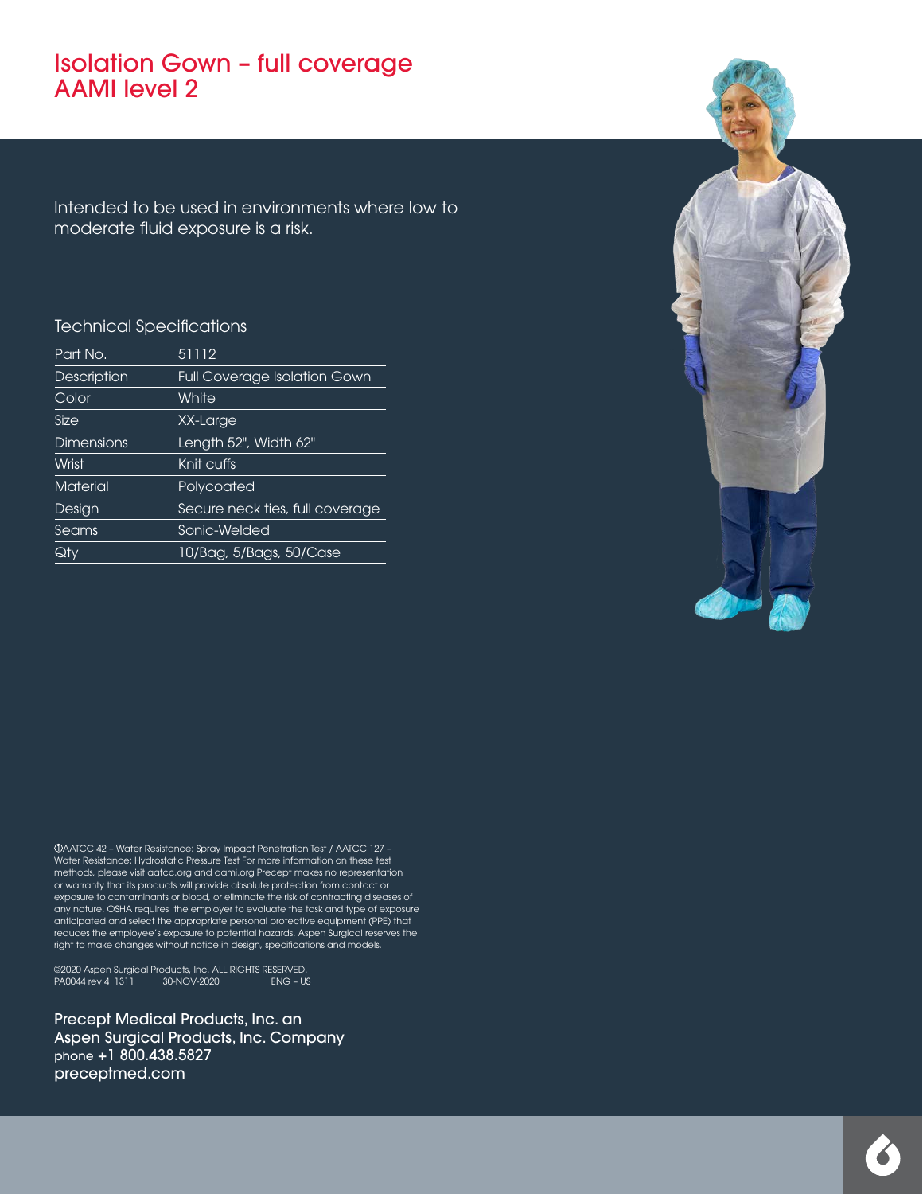# Isolation Gown – full coverage AAMI level 2

Intended to be used in environments where low to moderate fluid exposure is a risk.

## Technical Specifications

| | |
|---|---|
| Part No. | 51112 |
| Description | Full Coverage Isolation Gown |
| Color | White |
| Size | XX-Large |
| Dimensions | Length 52", Width 62" |
| Wrist | Knit cuffs |
| Material | Polycoated |
| Design | Secure neck ties, full coverage |
| Seams | Sonic-Welded |
| Qty | 10/Bag, 5/Bags, 50/Case |

①AATCC 42 – Water Resistance: Spray Impact Penetration Test / AATCC 127 – Water Resistance: Hydrostatic Pressure Test For more information on these test methods, please visit aatcc.org and aami.org Precept makes no representation or warranty that its products will provide absolute protection from contact or exposure to contaminants or blood, or eliminate the risk of contracting diseases of any nature. OSHA requires the employer to evaluate the task and type of exposure anticipated and select the appropriate personal protective equipment (PPE) that reduces the employee's exposure to potential hazards. Aspen Surgical reserves the right to make changes without notice in design, specifications and models.

©2020 Aspen Surgical Products, Inc. ALL RIGHTS RESERVED.
PA0044 rev 4 1311 30-NOV-2020 ENG – US

Precept Medical Products, Inc. an Aspen Surgical Products, Inc. Company
phone +1 800.438.5827
preceptmed.com